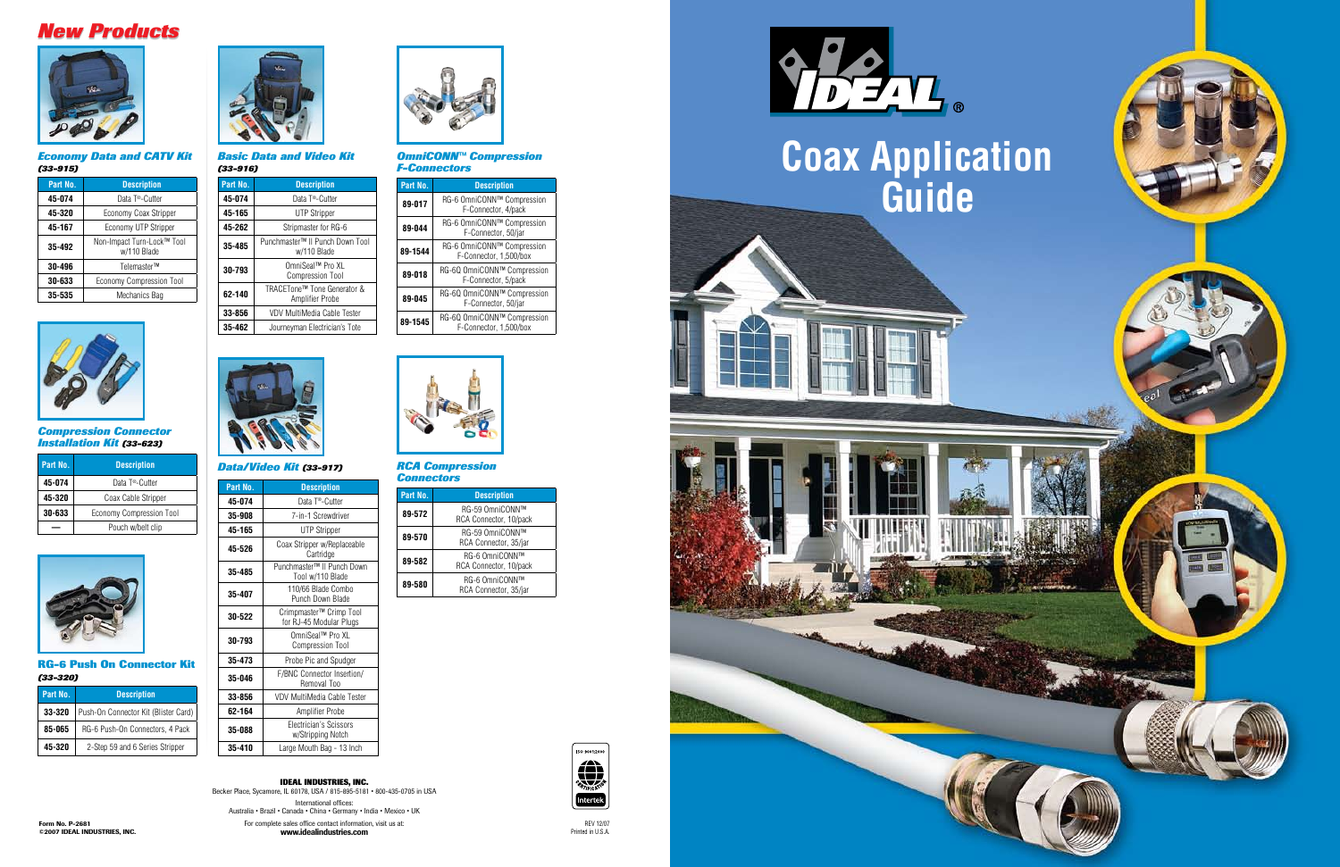# New Products

### *Economy Data and CATV Kit (33-915)*

| Part No. | Description |
|---|---|
| 45-074 | Data T®-Cutter |
| 45-320 | Economy Coax Stripper |
| 45-167 | Economy UTP Stripper |
| 35-492 | Non-Impact Turn-Lock™ Tool w/110 Blade |
| 30-496 | Telemaster™ |
| 30-633 | Economy Compression Tool |
| 35-535 | Mechanics Bag |

### *Compression Connector Installation Kit (33-623)*

| Part No. | Description |
|---|---|
| 45-074 | Data T®-Cutter |
| 45-320 | Coax Cable Stripper |
| 30-633 | Economy Compression Tool |
| — | Pouch w/belt clip |

### RG-6 Push On Connector Kit *(33-320)*

| Part No. | Description |
|---|---|
| 33-320 | Push-On Connector Kit (Blister Card) |
| 85-065 | RG-6 Push-On Connectors, 4 Pack |
| 45-320 | 2-Step 59 and 6 Series Stripper |

### *Basic Data and Video Kit (33-916)*

| Part No. | Description |
|---|---|
| 45-074 | Data T®-Cutter |
| 45-165 | UTP Stripper |
| 45-262 | Stripmaster for RG-6 |
| 35-485 | Punchmaster™ II Punch Down Tool w/110 Blade |
| 30-793 | OmniSeal™ Pro XL Compression Tool |
| 62-140 | TRACETone™ Tone Generator & Amplifier Probe |
| 33-856 | VDV MultiMedia Cable Tester |
| 35-462 | Journeyman Electrician's Tote |

### *Data/Video Kit (33-917)*

| Part No. | Description |
|---|---|
| 45-074 | Data T®-Cutter |
| 35-908 | 7-in-1 Screwdriver |
| 45-165 | UTP Stripper |
| 45-526 | Coax Stripper w/Replaceable Cartridge |
| 35-485 | Punchmaster™ II Punch Down Tool w/110 Blade |
| 35-407 | 110/66 Blade Combo Punch Down Blade |
| 30-522 | Crimpmaster™ Crimp Tool for RJ-45 Modular Plugs |
| 30-793 | OmniSeal™ Pro XL Compression Tool |
| 35-473 | Probe Pic and Spudger |
| 35-046 | F/BNC Connector Insertion/ Removal Too |
| 33-856 | VDV MultiMedia Cable Tester |
| 62-164 | Amplifier Probe |
| 35-088 | Electrician's Scissors w/Stripping Notch |
| 35-410 | Large Mouth Bag - 13 Inch |

### *OmniCONN™ Compression F-Connectors*

| Part No. | Description |
|---|---|
| 89-017 | RG-6 OmniCONN™ Compression F-Connector, 4/pack |
| 89-044 | RG-6 OmniCONN™ Compression F-Connector, 50/jar |
| 89-1544 | RG-6 OmniCONN™ Compression F-Connector, 1,500/box |
| 89-018 | RG-6Q OmniCONN™ Compression F-Connector, 5/pack |
| 89-045 | RG-6Q OmniCONN™ Compression F-Connector, 50/jar |
| 89-1545 | RG-6Q OmniCONN™ Compression F-Connector, 1,500/box |

### *RCA Compression Connectors*

| Part No. | Description |
|---|---|
| 89-572 | RG-59 OmniCONN™ RCA Connector, 10/pack |
| 89-570 | RG-59 OmniCONN™ RCA Connector, 35/jar |
| 89-582 | RG-6 OmniCONN™ RCA Connector, 10/pack |
| 89-580 | RG-6 OmniCONN™ RCA Connector, 35/jar |

**IDEAL INDUSTRIES, INC.**
Becker Place, Sycamore, IL 60178, USA / 815-895-5181 • 800-435-0705 in USA
International offices:
Australia • Brazil • Canada • China • Germany • India • Mexico • UK
For complete sales office contact information, visit us at:
**www.idealindustries.com**

**Form No. P-2681**
**©2007 IDEAL INDUSTRIES, INC.**

REV 12/07
Printed in U.S.A.

IDEAL®

# Coax Application Guide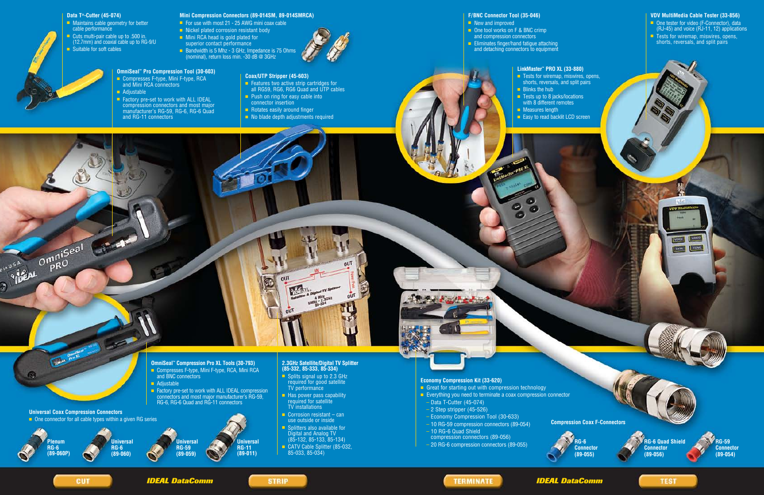### Data T®-Cutter (45-074)

- Maintains cable geometry for better cable performance
- Cuts multi-pair cable up to .500 in. (12.7mm) and coaxial cable up to RG-9/U
- Suitable for soft cables

### Mini Compression Connectors (89-014SM, 89-014SMRCA)

- For use with most 21 - 25 AWG mini coax cable
- Nickel plated corrosion resistant body
- Mini RCA head is gold plated for superior contact performance
- Bandwidth is 5 Mhz - 3 GHz, Impedance is 75 Ohms (nominal), return loss min. -30 dB @ 3GHz

### OmniSeal™ Pro Compression Tool (30-603)

- Compresses F-type, Mini F-type, RCA and Mini RCA connectors
- Adjustable
- Factory pre-set to work with ALL IDEAL compression connectors and most major manufacturer's RG-59, RG-6, RG-6 Quad and RG-11 connectors

### Coax/UTP Stripper (45-603)

- Features two active strip cartridges for all RG59, RG6, RG6 Quad and UTP cables
- Push on ring for easy cable into connector insertion
- Rotates easily around finger
- No blade depth adjustments required

### F/BNC Connector Tool (35-046)

- New and improved
- One tool works on F & BNC crimp and compression connectors
- Eliminates finger/hand fatigue attaching and detaching connectors to equipment

### LinkMaster™ PRO XL (33-880)

- Tests for wiremap, miswires, opens, shorts, reversals, and split pairs
- Blinks the hub
- Tests up to 8 jacks/locations with 8 different remotes
- Measures length
- Easy to read backlit LCD screen

### VDV MultiMedia Cable Tester (33-856)

- One tester for video (F-Connector), data (RJ-45) and voice (RJ-11, 12) applications
- Tests for wiremap, miswires, opens, shorts, reversals, and split pairs

### OmniSeal™ Compression Pro XL Tools (30-793)

- Compresses F-type, Mini F-type, RCA, Mini RCA and BNC connectors
- Adjustable
- Factory pre-set to work with ALL IDEAL compression connectors and most major manufacturer's RG-59, RG-6, RG-6 Quad and RG-11 connectors

### Universal Coax Compression Connectors

- One connector for all cable types within a given RG series

Plenum RG-6 (89-060P)

Universal RG-6 (89-060)

Universal RG-59 (89-059)

Universal RG-11 (89-011)

### 2.3GHz Satellite/Digital TV Splitter (85-332, 85-333, 85-334)

- Splits signal up to 2.3 GHz required for good satellite TV performance
- Has power pass capability required for satellite TV installations
- Corrosion resistant – can use outside or inside
- Splitters also available for Digital and Analog TV (85-132, 85-133, 85-134)
- CATV Cable Splitter (85-032, 85-033, 85-034)

### Economy Compression Kit (33-620)

- Great for starting out with compression technology
- Everything you need to terminate a coax compression connector
  - Data T-Cutter (45-074)
  - 2 Step stripper (45-526)
  - Economy Compression Tool (30-633)
  - 10 RG-59 compression connectors (89-054)
  - 10 RG-6 Quad Shield compression connectors (89-056)
  - 20 RG-6 compression connectors (89-055)

### Compression Coax F-Connectors

RG-6 Connector (89-055)

RG-6 Quad Shield Connector (89-056)

RG-59 Connector (89-054)

CUT | *IDEAL DataComm* | STRIP | TERMINATE | *IDEAL DataComm* | TEST